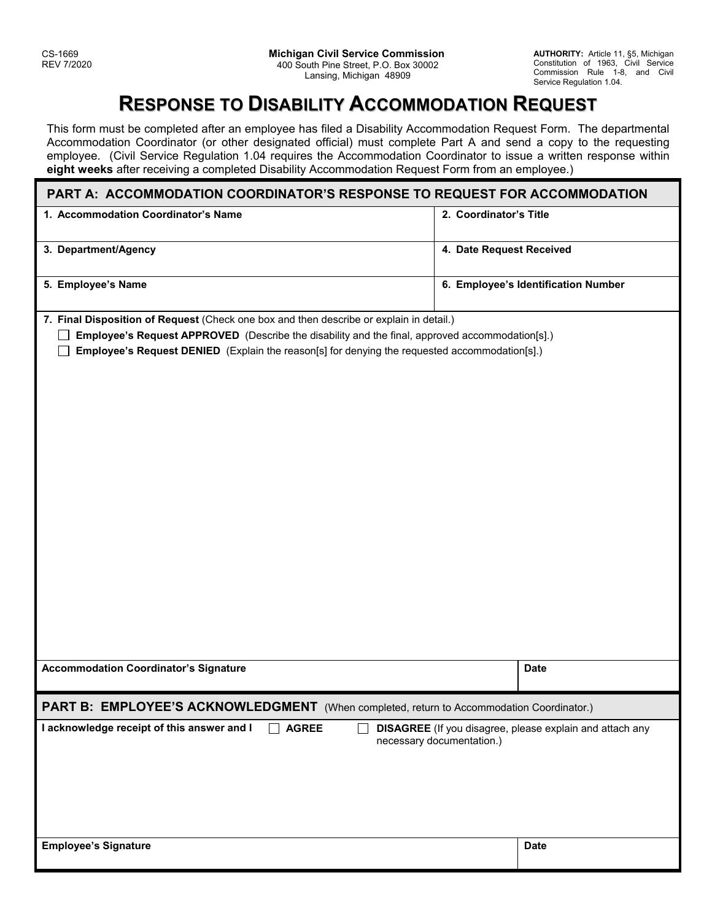CS-1669
REV 7/2020

**Michigan Civil Service Commission**
400 South Pine Street, P.O. Box 30002
Lansing, Michigan 48909

**AUTHORITY:** Article 11, §5, Michigan Constitution of 1963, Civil Service Commission Rule 1-8, and Civil Service Regulation 1.04.

# RESPONSE TO DISABILITY ACCOMMODATION REQUEST

This form must be completed after an employee has filed a Disability Accommodation Request Form. The departmental Accommodation Coordinator (or other designated official) must complete Part A and send a copy to the requesting employee. (Civil Service Regulation 1.04 requires the Accommodation Coordinator to issue a written response within **eight weeks** after receiving a completed Disability Accommodation Request Form from an employee.)

## PART A: ACCOMMODATION COORDINATOR'S RESPONSE TO REQUEST FOR ACCOMMODATION

| | |
|---|---|
| **1. Accommodation Coordinator's Name** | **2. Coordinator's Title** |
| **3. Department/Agency** | **4. Date Request Received** |
| **5. Employee's Name** | **6. Employee's Identification Number** |

**7. Final Disposition of Request** (Check one box and then describe or explain in detail.)

- ☐ **Employee's Request APPROVED** (Describe the disability and the final, approved accommodation[s].)
- ☐ **Employee's Request DENIED** (Explain the reason[s] for denying the requested accommodation[s].)

| | |
|---|---|
| **Accommodation Coordinator's Signature** | **Date** |

## PART B: EMPLOYEE'S ACKNOWLEDGMENT (When completed, return to Accommodation Coordinator.)

I acknowledge receipt of this answer and I ☐ **AGREE** ☐ **DISAGREE** (If you disagree, please explain and attach any necessary documentation.)

| | |
|---|---|
| **Employee's Signature** | **Date** |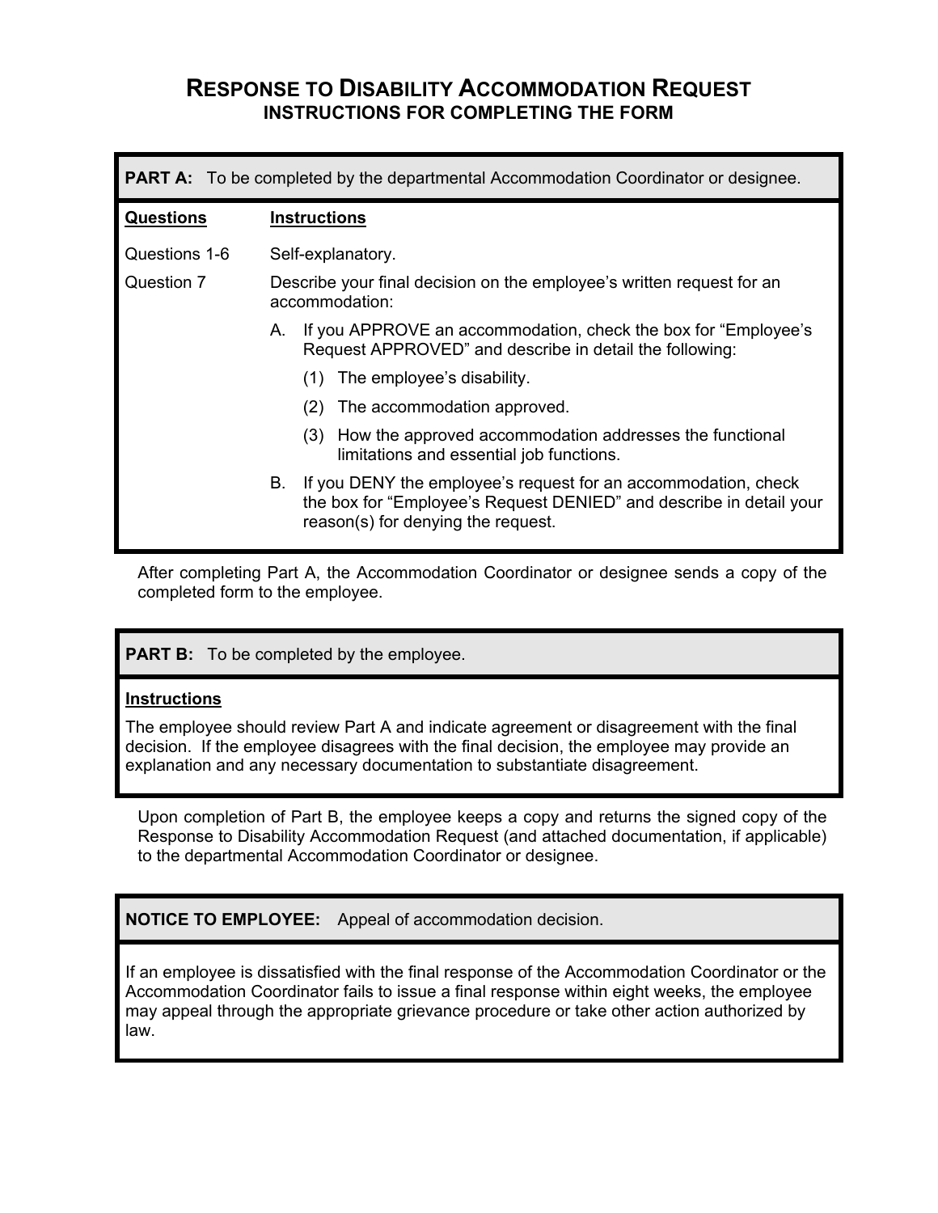# RESPONSE TO DISABILITY ACCOMMODATION REQUEST
## INSTRUCTIONS FOR COMPLETING THE FORM

**PART A:** To be completed by the departmental Accommodation Coordinator or designee.

| Questions | Instructions |
| --- | --- |
| Questions 1-6 | Self-explanatory. |
| Question 7 | Describe your final decision on the employee's written request for an accommodation:<br>A. If you APPROVE an accommodation, check the box for "Employee's Request APPROVED" and describe in detail the following:<br>(1) The employee's disability.<br>(2) The accommodation approved.<br>(3) How the approved accommodation addresses the functional limitations and essential job functions.<br>B. If you DENY the employee's request for an accommodation, check the box for "Employee's Request DENIED" and describe in detail your reason(s) for denying the request. |

After completing Part A, the Accommodation Coordinator or designee sends a copy of the completed form to the employee.

**PART B:** To be completed by the employee.

**Instructions**

The employee should review Part A and indicate agreement or disagreement with the final decision. If the employee disagrees with the final decision, the employee may provide an explanation and any necessary documentation to substantiate disagreement.

Upon completion of Part B, the employee keeps a copy and returns the signed copy of the Response to Disability Accommodation Request (and attached documentation, if applicable) to the departmental Accommodation Coordinator or designee.

**NOTICE TO EMPLOYEE:** Appeal of accommodation decision.

If an employee is dissatisfied with the final response of the Accommodation Coordinator or the Accommodation Coordinator fails to issue a final response within eight weeks, the employee may appeal through the appropriate grievance procedure or take other action authorized by law.